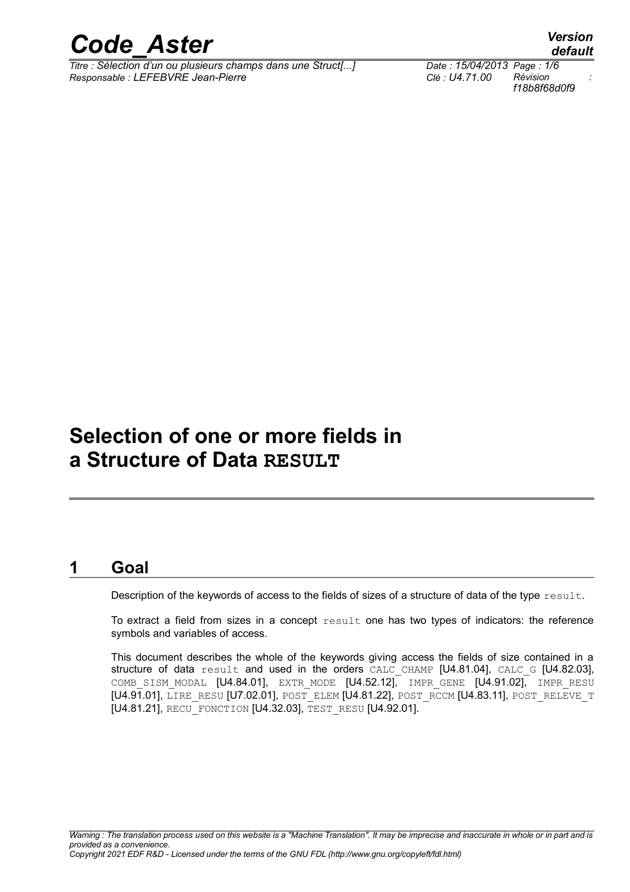# Selection of one or more fields in a Structure of Data RESULT

## 1 Goal

Description of the keywords of access to the fields of sizes of a structure of data of the type result.

To extract a field from sizes in a concept result one has two types of indicators: the reference symbols and variables of access.

This document describes the whole of the keywords giving access the fields of size contained in a structure of data result and used in the orders CALC_CHAMP [U4.81.04], CALC_G [U4.82.03], COMB_SISM_MODAL [U4.84.01], EXTR_MODE [U4.52.12], IMPR_GENE [U4.91.02], IMPR_RESU [U4.91.01], LIRE_RESU [U7.02.01], POST_ELEM [U4.81.22], POST_RCCM [U4.83.11], POST_RELEVE_T [U4.81.21], RECU_FONCTION [U4.32.03], TEST_RESU [U4.92.01].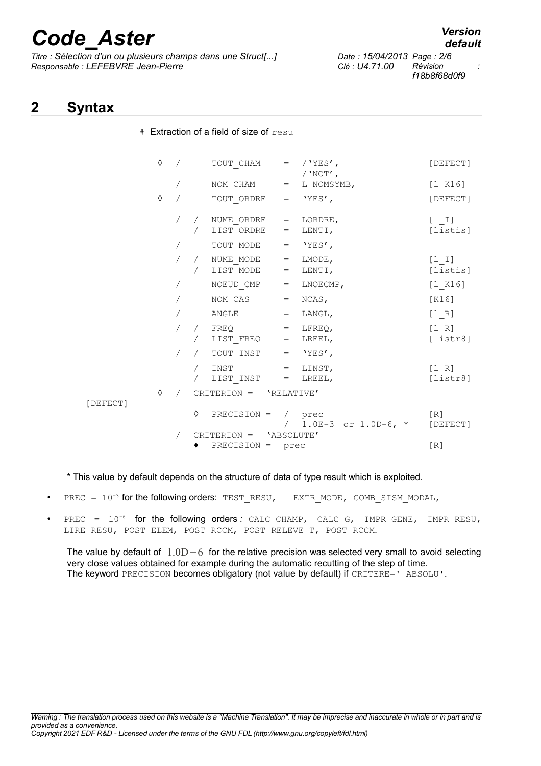## 2 Syntax

```
# Extraction of a field of size of resu

◊  /     TOUT_CHAM    =  /'YES',                    [DEFECT]
                          /'NOT',
   /     NOM_CHAM     =  L_NOMSYMB,                 [l_K16]
◊  /     TOUT_ORDRE   =  'YES',                     [DEFECT]
   /  /  NUME_ORDRE   =  LORDRE,                    [l_I]
      /  LIST_ORDRE   =  LENTI,                     [listis]
   /     TOUT_MODE    =  'YES',
   /  /  NUME_MODE    =  LMODE,                     [l_I]
      /  LIST_MODE    =  LENTI,                     [listis]
   /     NOEUD_CMP    =  LNOECMP,                   [l_K16]
   /     NOM_CAS      =  NCAS,                      [K16]
   /     ANGLE        =  LANGL,                     [l_R]
   /  /  FREQ         =  LFREQ,                     [l_R]
      /  LIST_FREQ    =  LREEL,                     [listr8]
   /  /  TOUT_INST    =  'YES',
      /  INST         =  LINST,                     [l_R]
      /  LIST_INST    =  LREEL,                     [listr8]
◊  /  CRITERION =  'RELATIVE'                       [DEFECT]
      ◊  PRECISION =  /  prec                       [R]
                      /  1.0E-3  or 1.0D-6, *       [DEFECT]
   /  CRITERION =  'ABSOLUTE'
      ♦  PRECISION =  prec                          [R]
```

\* This value by default depends on the structure of data of type result which is exploited.

- PREC = $10^{-3}$ for the following orders: TEST_RESU, EXTR_MODE, COMB_SISM_MODAL,
- PREC = $10^{-6}$ for the following orders : CALC_CHAMP, CALC_G, IMPR_GENE, IMPR_RESU, LIRE_RESU, POST_ELEM, POST_RCCM, POST_RELEVE_T, POST_RCCM.

The value by default of $1.0D-6$ for the relative precision was selected very small to avoid selecting very close values obtained for example during the automatic recutting of the step of time.
The keyword PRECISION becomes obligatory (not value by default) if CRITERE=' ABSOLU'.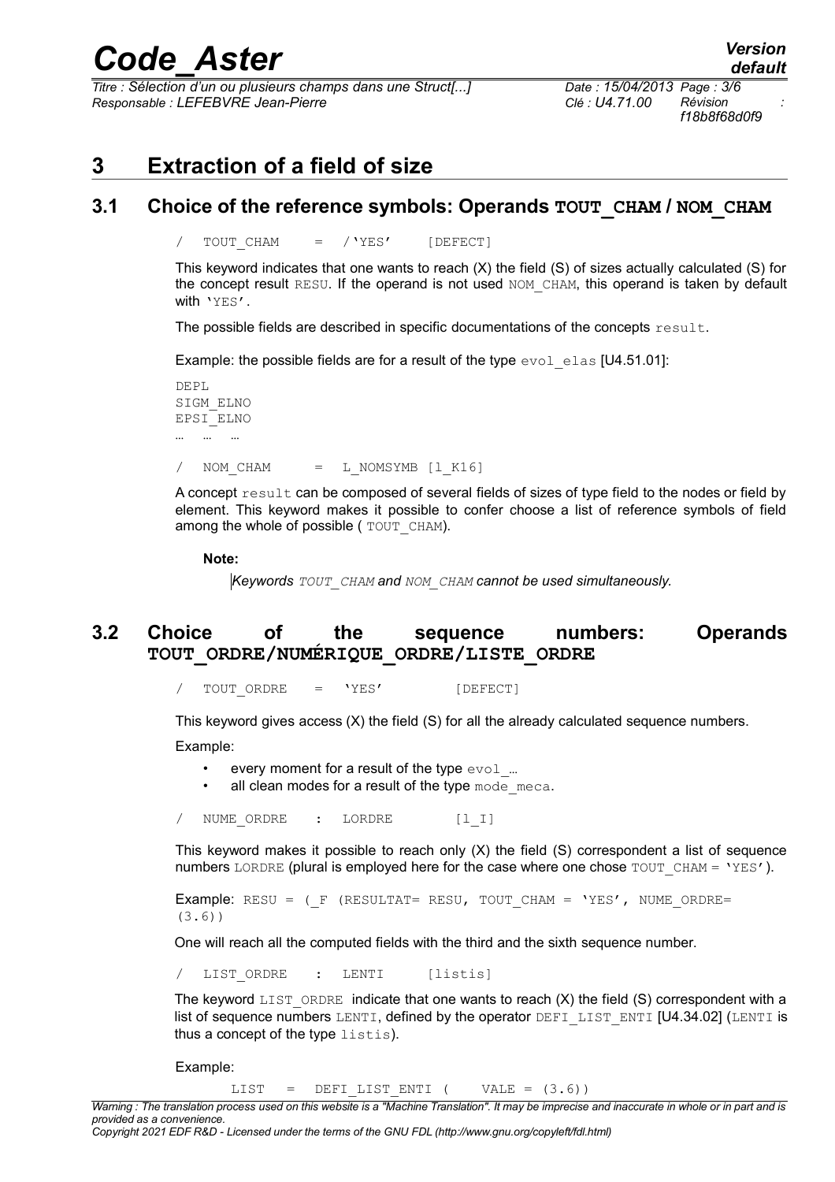# 3 Extraction of a field of size

## 3.1 Choice of the reference symbols: Operands **TOUT_CHAM / NOM_CHAM**

```
/  TOUT_CHAM    = /'YES'    [DEFECT]
```

This keyword indicates that one wants to reach (X) the field (S) of sizes actually calculated (S) for the concept result RESU. If the operand is not used NOM_CHAM, this operand is taken by default with 'YES'.

The possible fields are described in specific documentations of the concepts result.

Example: the possible fields are for a result of the type evol_elas [U4.51.01]:

```
DEPL
SIGM_ELNO
EPSI_ELNO
…  …  …
```

```
/  NOM_CHAM    =  L_NOMSYMB [l_K16]
```

A concept result can be composed of several fields of sizes of type field to the nodes or field by element. This keyword makes it possible to confer choose a list of reference symbols of field among the whole of possible ( TOUT_CHAM).

**Note:**

*Keywords TOUT_CHAM and NOM_CHAM cannot be used simultaneously.*

## 3.2 Choice of the sequence numbers: Operands **TOUT_ORDRE/NUMÉRIQUE_ORDRE/LISTE_ORDRE**

```
/  TOUT_ORDRE   =   'YES'          [DEFECT]
```

This keyword gives access (X) the field (S) for all the already calculated sequence numbers.

Example:

- every moment for a result of the type evol_…
- all clean modes for a result of the type mode_meca.

```
/  NUME_ORDRE   :   LORDRE        [l_I]
```

This keyword makes it possible to reach only (X) the field (S) correspondent a list of sequence numbers LORDRE (plural is employed here for the case where one chose TOUT_CHAM = 'YES').

Example: RESU = (_F (RESULTAT= RESU, TOUT_CHAM = 'YES', NUME_ORDRE= (3.6))

One will reach all the computed fields with the third and the sixth sequence number.

```
/  LIST_ORDRE   :   LENTI      [listis]
```

The keyword LIST_ORDRE indicate that one wants to reach (X) the field (S) correspondent with a list of sequence numbers LENTI, defined by the operator DEFI_LIST_ENTI [U4.34.02] (LENTI is thus a concept of the type listis).

Example:

```
LIST   =   DEFI_LIST_ENTI (    VALE = (3.6))
```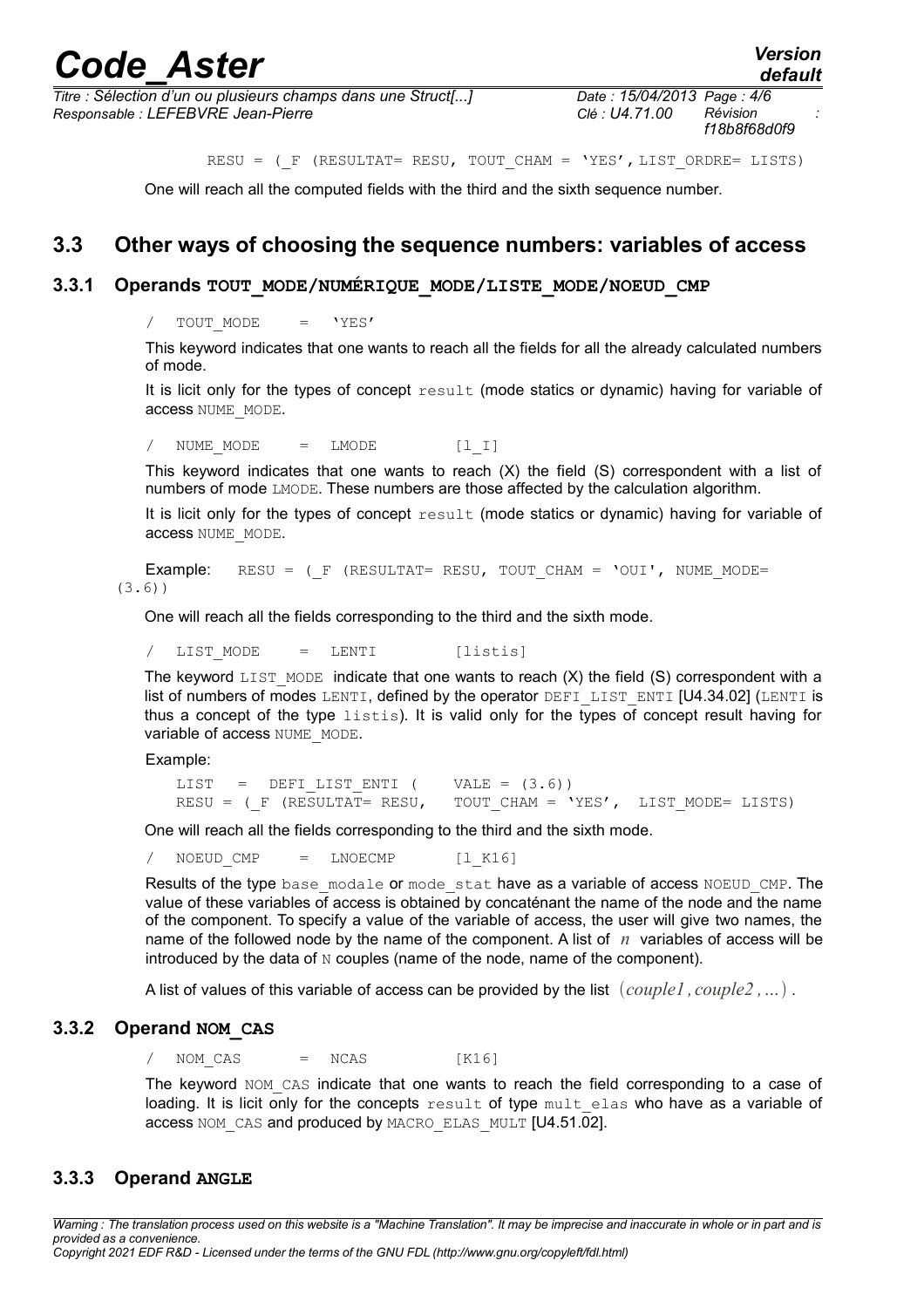```
RESU = (_F (RESULTAT= RESU, TOUT_CHAM = 'YES', LIST_ORDRE= LISTS)
```

One will reach all the computed fields with the third and the sixth sequence number.

## 3.3 Other ways of choosing the sequence numbers: variables of access

### 3.3.1 Operands TOUT_MODE/NUMÉRIQUE_MODE/LISTE_MODE/NOEUD_CMP

```
/  TOUT_MODE    =   'YES'
```

This keyword indicates that one wants to reach all the fields for all the already calculated numbers of mode.

It is licit only for the types of concept `result` (mode statics or dynamic) having for variable of access `NUME_MODE`.

```
/  NUME_MODE    =   LMODE        [l_I]
```

This keyword indicates that one wants to reach (X) the field (S) correspondent with a list of numbers of mode `LMODE`. These numbers are those affected by the calculation algorithm.

It is licit only for the types of concept `result` (mode statics or dynamic) having for variable of access `NUME_MODE`.

Example: `RESU = (_F (RESULTAT= RESU, TOUT_CHAM = 'OUI', NUME_MODE= (3.6))`

One will reach all the fields corresponding to the third and the sixth mode.

```
/  LIST_MODE    =   LENTI        [listis]
```

The keyword `LIST_MODE` indicate that one wants to reach (X) the field (S) correspondent with a list of numbers of modes `LENTI`, defined by the operator `DEFI_LIST_ENTI` [U4.34.02] (`LENTI` is thus a concept of the type `listis`). It is valid only for the types of concept result having for variable of access `NUME_MODE`.

Example:

```
LIST   =  DEFI_LIST_ENTI (    VALE = (3.6))
RESU = (_F (RESULTAT= RESU,   TOUT_CHAM = 'YES',  LIST_MODE= LISTS)
```

One will reach all the fields corresponding to the third and the sixth mode.

```
/  NOEUD_CMP    =   LNOECMP      [l_K16]
```

Results of the type `base_modale` or `mode_stat` have as a variable of access `NOEUD_CMP`. The value of these variables of access is obtained by concaténant the name of the node and the name of the component. To specify a value of the variable of access, the user will give two names, the name of the followed node by the name of the component. A list of $n$ variables of access will be introduced by the data of `N` couples (name of the node, name of the component).

A list of values of this variable of access can be provided by the list $(couple1, couple2, \ldots)$.

### 3.3.2 Operand NOM_CAS

```
/  NOM_CAS    =   NCAS         [K16]
```

The keyword `NOM_CAS` indicate that one wants to reach the field corresponding to a case of loading. It is licit only for the concepts `result` of type `mult_elas` who have as a variable of access `NOM_CAS` and produced by `MACRO_ELAS_MULT` [U4.51.02].

### 3.3.3 Operand ANGLE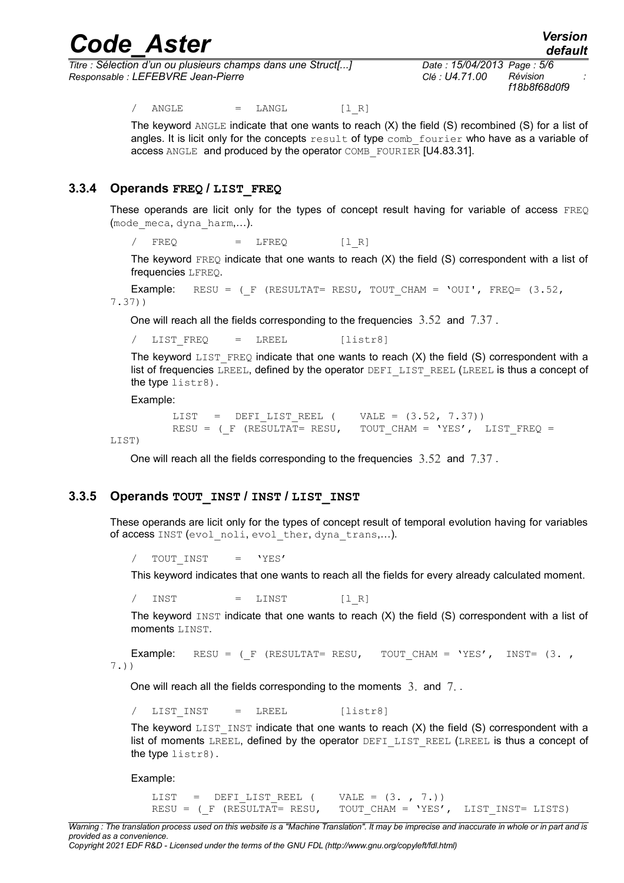/ ANGLE = LANGL [l_R]

The keyword ANGLE indicate that one wants to reach (X) the field (S) recombined (S) for a list of angles. It is licit only for the concepts result of type comb_fourier who have as a variable of access ANGLE and produced by the operator COMB_FOURIER [U4.83.31].

### 3.3.4 Operands FREQ / LIST_FREQ

These operands are licit only for the types of concept result having for variable of access FREQ (mode_meca, dyna_harm,...).

/ FREQ = LFREQ [l_R]

The keyword FREQ indicate that one wants to reach (X) the field (S) correspondent with a list of frequencies LFREQ.

Example: 
```
RESU = (_F (RESULTAT= RESU, TOUT_CHAM = 'OUI', FREQ= (3.52, 7.37))
```

One will reach all the fields corresponding to the frequencies $3.52$ and $7.37$ .

/ LIST_FREQ = LREEL [listr8]

The keyword LIST_FREQ indicate that one wants to reach (X) the field (S) correspondent with a list of frequencies LREEL, defined by the operator DEFI_LIST_REEL (LREEL is thus a concept of the type listr8).

Example:

```
LIST  =  DEFI_LIST_REEL (     VALE = (3.52, 7.37))
RESU = (_F (RESULTAT= RESU,   TOUT_CHAM = 'YES',  LIST_FREQ = LIST)
```

One will reach all the fields corresponding to the frequencies $3.52$ and $7.37$ .

### 3.3.5 Operands TOUT_INST / INST / LIST_INST

These operands are licit only for the types of concept result of temporal evolution having for variables of access INST (evol_noli, evol_ther, dyna_trans,...).

/ TOUT_INST = 'YES'

This keyword indicates that one wants to reach all the fields for every already calculated moment.

/ INST = LINST [l_R]

The keyword INST indicate that one wants to reach (X) the field (S) correspondent with a list of moments LINST.

Example: 
```
RESU = (_F (RESULTAT= RESU,   TOUT_CHAM = 'YES',  INST= (3. , 7.))
```

One will reach all the fields corresponding to the moments $3.$ and $7.$ .

/ LIST_INST = LREEL [listr8]

The keyword LIST_INST indicate that one wants to reach (X) the field (S) correspondent with a list of moments LREEL, defined by the operator DEFI_LIST_REEL (LREEL is thus a concept of the type listr8).

Example:

```
LIST   =  DEFI_LIST_REEL (     VALE = (3. , 7.))
RESU = (_F (RESULTAT= RESU,   TOUT_CHAM = 'YES',  LIST_INST= LISTS)
```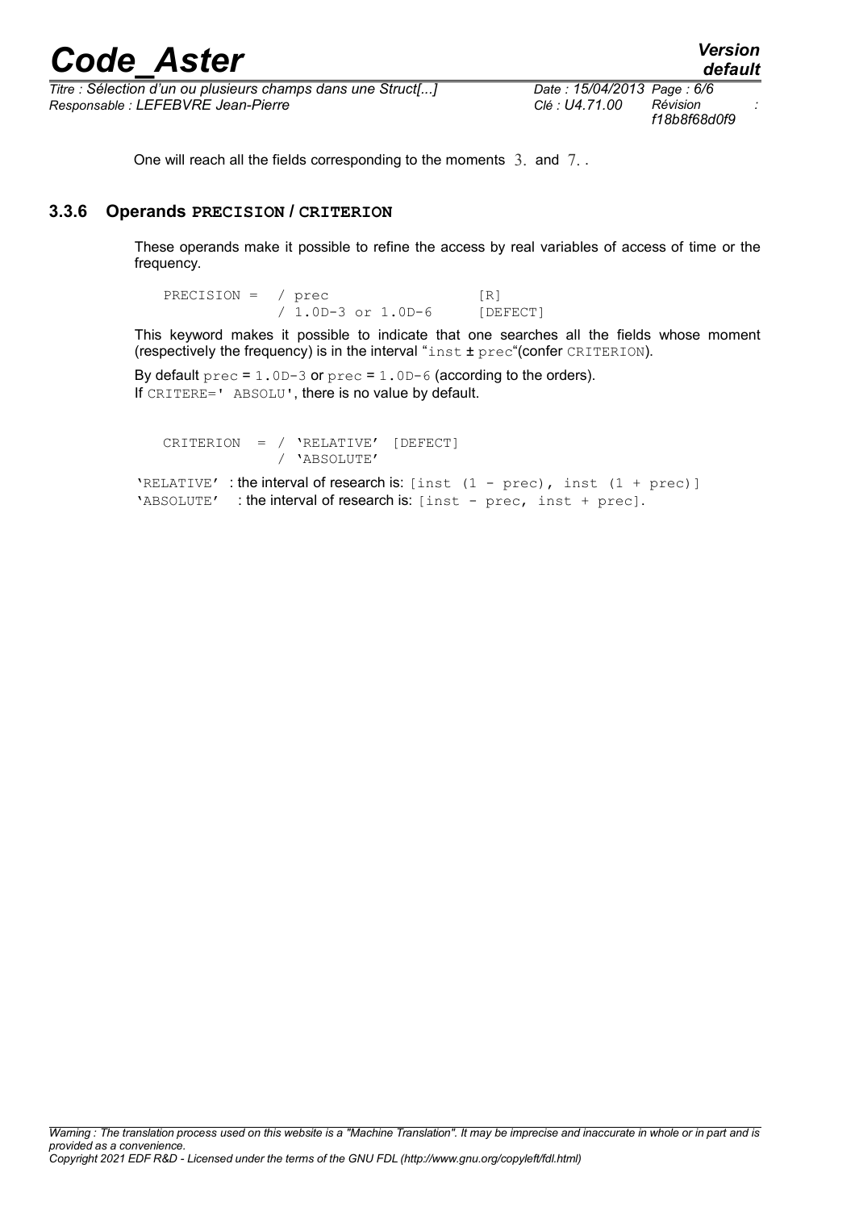One will reach all the fields corresponding to the moments 3. and 7..

### 3.3.6 Operands PRECISION / CRITERION

These operands make it possible to refine the access by real variables of access of time or the frequency.

```
PRECISION =  / prec                 [R]
             / 1.0D-3 or 1.0D-6     [DEFECT]
```

This keyword makes it possible to indicate that one searches all the fields whose moment (respectively the frequency) is in the interval "inst ± prec"(confer CRITERION).

By default prec = 1.0D-3 or prec = 1.0D-6 (according to the orders).
If CRITERE=' ABSOLU', there is no value by default.

```
CRITERION  = / 'RELATIVE'  [DEFECT]
             / 'ABSOLUTE'
```

'RELATIVE' : the interval of research is: [inst (1 - prec), inst (1 + prec)]
'ABSOLUTE' : the interval of research is: [inst - prec, inst + prec].